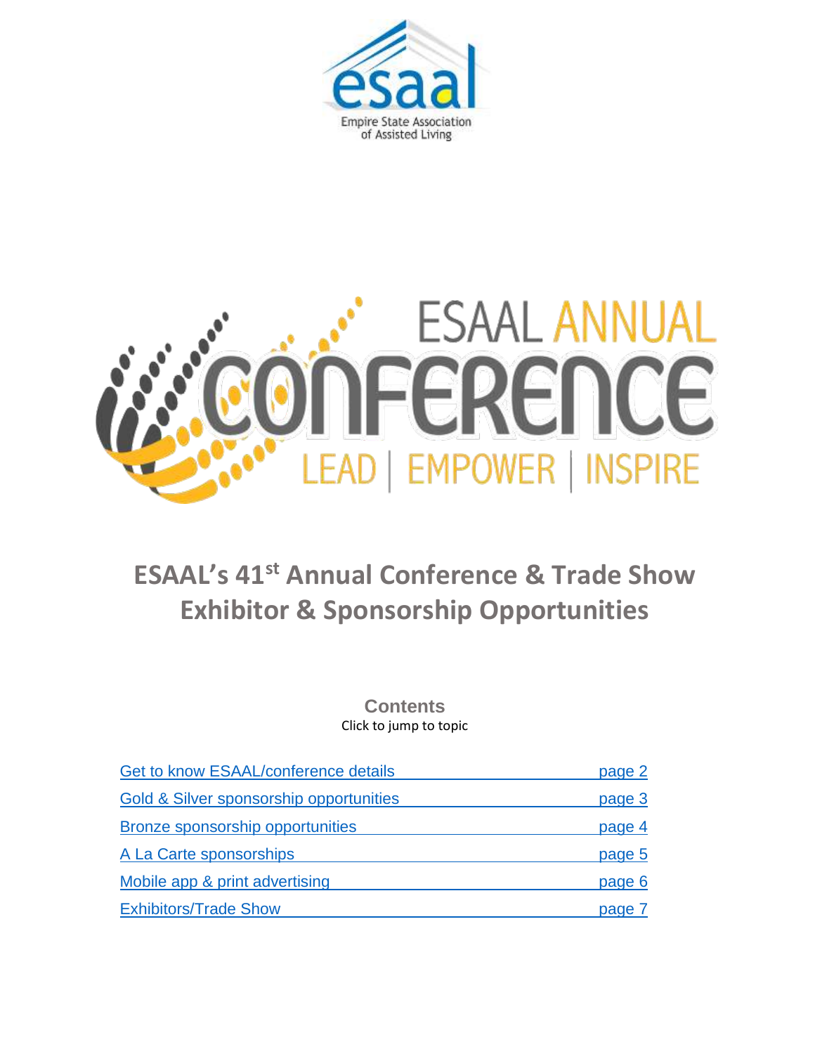esaal

Empire State Association of Assisted Living

ESAAL ANNUAL CONFERENCE

LEAD | EMPOWER | INSPIRE

# ESAAL's 41st Annual Conference & Trade Show Exhibitor & Sponsorship Opportunities

## Contents

Click to jump to topic

| | |
|---|---|
| Get to know ESAAL/conference details | page 2 |
| Gold & Silver sponsorship opportunities | page 3 |
| Bronze sponsorship opportunities | page 4 |
| A La Carte sponsorships | page 5 |
| Mobile app & print advertising | page 6 |
| Exhibitors/Trade Show | page 7 |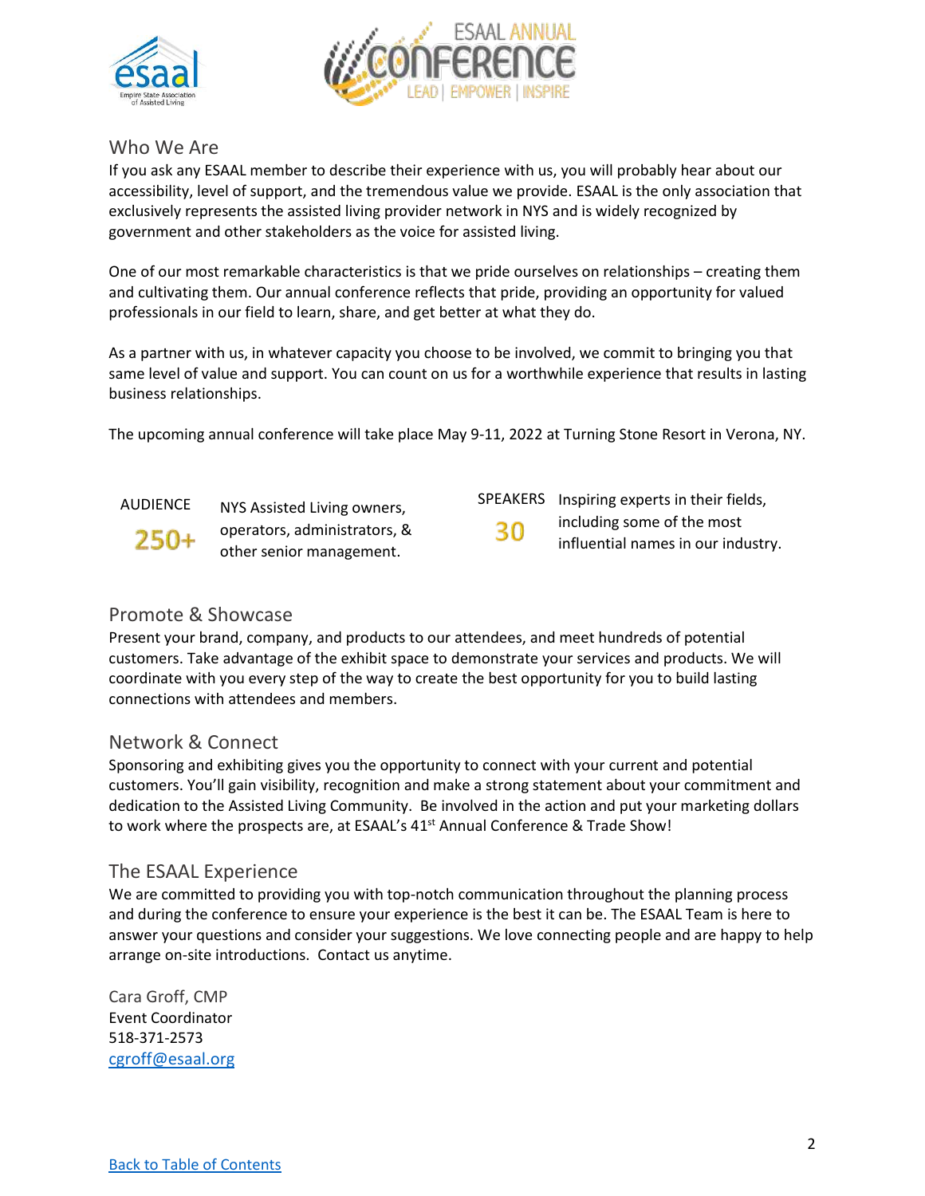## Who We Are

If you ask any ESAAL member to describe their experience with us, you will probably hear about our accessibility, level of support, and the tremendous value we provide. ESAAL is the only association that exclusively represents the assisted living provider network in NYS and is widely recognized by government and other stakeholders as the voice for assisted living.

One of our most remarkable characteristics is that we pride ourselves on relationships – creating them and cultivating them. Our annual conference reflects that pride, providing an opportunity for valued professionals in our field to learn, share, and get better at what they do.

As a partner with us, in whatever capacity you choose to be involved, we commit to bringing you that same level of value and support. You can count on us for a worthwhile experience that results in lasting business relationships.

The upcoming annual conference will take place May 9-11, 2022 at Turning Stone Resort in Verona, NY.

AUDIENCE **250+** NYS Assisted Living owners, operators, administrators, & other senior management.

SPEAKERS **30** Inspiring experts in their fields, including some of the most influential names in our industry.

## Promote & Showcase

Present your brand, company, and products to our attendees, and meet hundreds of potential customers. Take advantage of the exhibit space to demonstrate your services and products. We will coordinate with you every step of the way to create the best opportunity for you to build lasting connections with attendees and members.

## Network & Connect

Sponsoring and exhibiting gives you the opportunity to connect with your current and potential customers. You'll gain visibility, recognition and make a strong statement about your commitment and dedication to the Assisted Living Community. Be involved in the action and put your marketing dollars to work where the prospects are, at ESAAL's 41st Annual Conference & Trade Show!

## The ESAAL Experience

We are committed to providing you with top-notch communication throughout the planning process and during the conference to ensure your experience is the best it can be. The ESAAL Team is here to answer your questions and consider your suggestions. We love connecting people and are happy to help arrange on-site introductions. Contact us anytime.

Cara Groff, CMP
Event Coordinator
518-371-2573
cgroff@esaal.org

Back to Table of Contents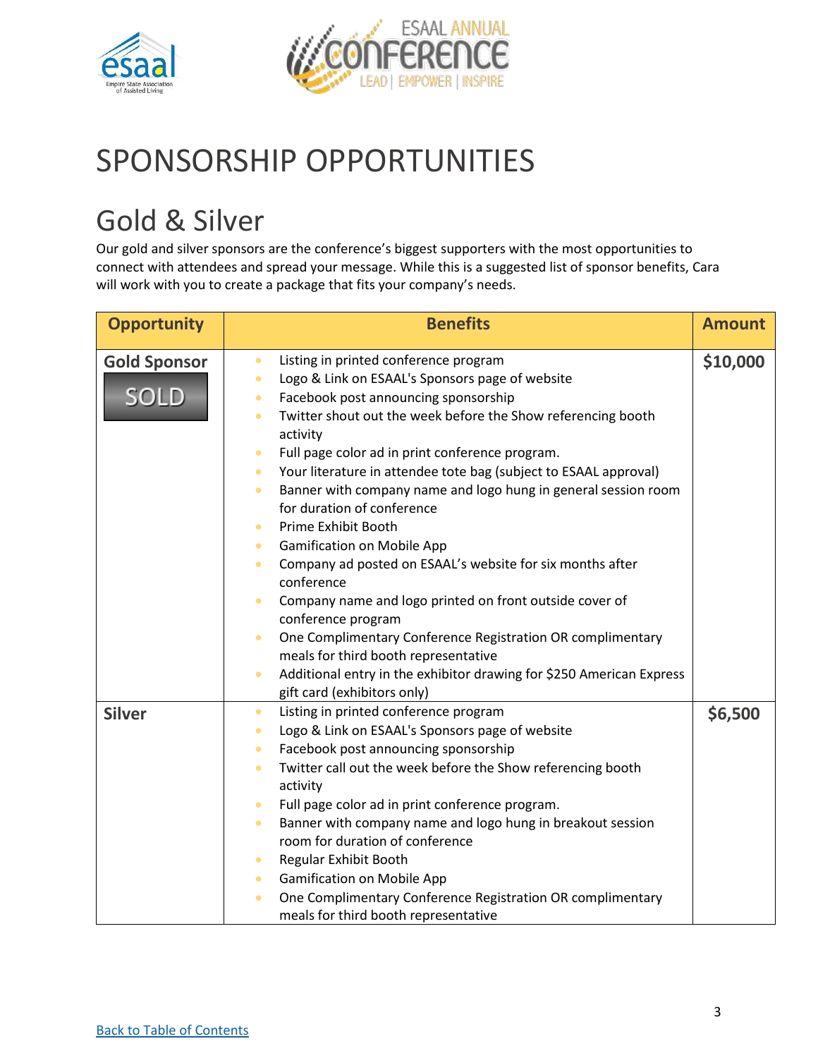# SPONSORSHIP OPPORTUNITIES

## Gold & Silver

Our gold and silver sponsors are the conference's biggest supporters with the most opportunities to connect with attendees and spread your message. While this is a suggested list of sponsor benefits, Cara will work with you to create a package that fits your company's needs.

| Opportunity | Benefits | Amount |
|---|---|---|
| **Gold Sponsor** SOLD | • Listing in printed conference program<br>• Logo & Link on ESAAL's Sponsors page of website<br>• Facebook post announcing sponsorship<br>• Twitter shout out the week before the Show referencing booth activity<br>• Full page color ad in print conference program.<br>• Your literature in attendee tote bag (subject to ESAAL approval)<br>• Banner with company name and logo hung in general session room for duration of conference<br>• Prime Exhibit Booth<br>• Gamification on Mobile App<br>• Company ad posted on ESAAL's website for six months after conference<br>• Company name and logo printed on front outside cover of conference program<br>• One Complimentary Conference Registration OR complimentary meals for third booth representative<br>• Additional entry in the exhibitor drawing for $250 American Express gift card (exhibitors only) | **$10,000** |
| **Silver** | • Listing in printed conference program<br>• Logo & Link on ESAAL's Sponsors page of website<br>• Facebook post announcing sponsorship<br>• Twitter call out the week before the Show referencing booth activity<br>• Full page color ad in print conference program.<br>• Banner with company name and logo hung in breakout session room for duration of conference<br>• Regular Exhibit Booth<br>• Gamification on Mobile App<br>• One Complimentary Conference Registration OR complimentary meals for third booth representative | **$6,500** |

Back to Table of Contents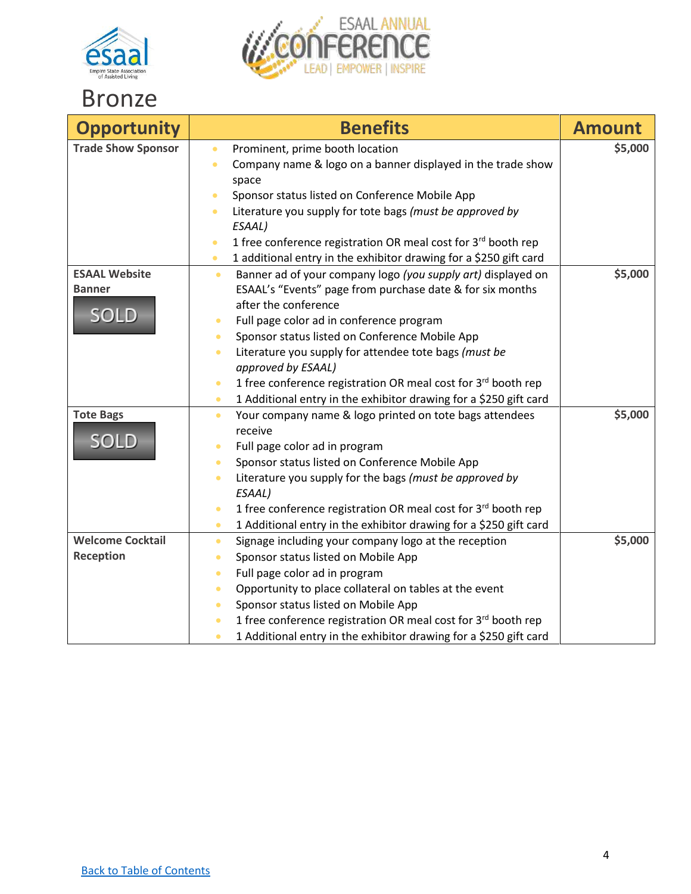# Bronze

| Opportunity | Benefits | Amount |
|---|---|---|
| **Trade Show Sponsor** | • Prominent, prime booth location<br>• Company name & logo on a banner displayed in the trade show space<br>• Sponsor status listed on Conference Mobile App<br>• Literature you supply for tote bags *(must be approved by ESAAL)*<br>• 1 free conference registration OR meal cost for 3rd booth rep<br>• 1 additional entry in the exhibitor drawing for a $250 gift card | **$5,000** |
| **ESAAL Website Banner**<br>SOLD | • Banner ad of your company logo *(you supply art)* displayed on ESAAL's "Events" page from purchase date & for six months after the conference<br>• Full page color ad in conference program<br>• Sponsor status listed on Conference Mobile App<br>• Literature you supply for attendee tote bags *(must be approved by ESAAL)*<br>• 1 free conference registration OR meal cost for 3rd booth rep<br>• 1 Additional entry in the exhibitor drawing for a $250 gift card | **$5,000** |
| **Tote Bags**<br>SOLD | • Your company name & logo printed on tote bags attendees receive<br>• Full page color ad in program<br>• Sponsor status listed on Conference Mobile App<br>• Literature you supply for the bags *(must be approved by ESAAL)*<br>• 1 free conference registration OR meal cost for 3rd booth rep<br>• 1 Additional entry in the exhibitor drawing for a $250 gift card | **$5,000** |
| **Welcome Cocktail Reception** | • Signage including your company logo at the reception<br>• Sponsor status listed on Mobile App<br>• Full page color ad in program<br>• Opportunity to place collateral on tables at the event<br>• Sponsor status listed on Mobile App<br>• 1 free conference registration OR meal cost for 3rd booth rep<br>• 1 Additional entry in the exhibitor drawing for a $250 gift card | **$5,000** |

Back to Table of Contents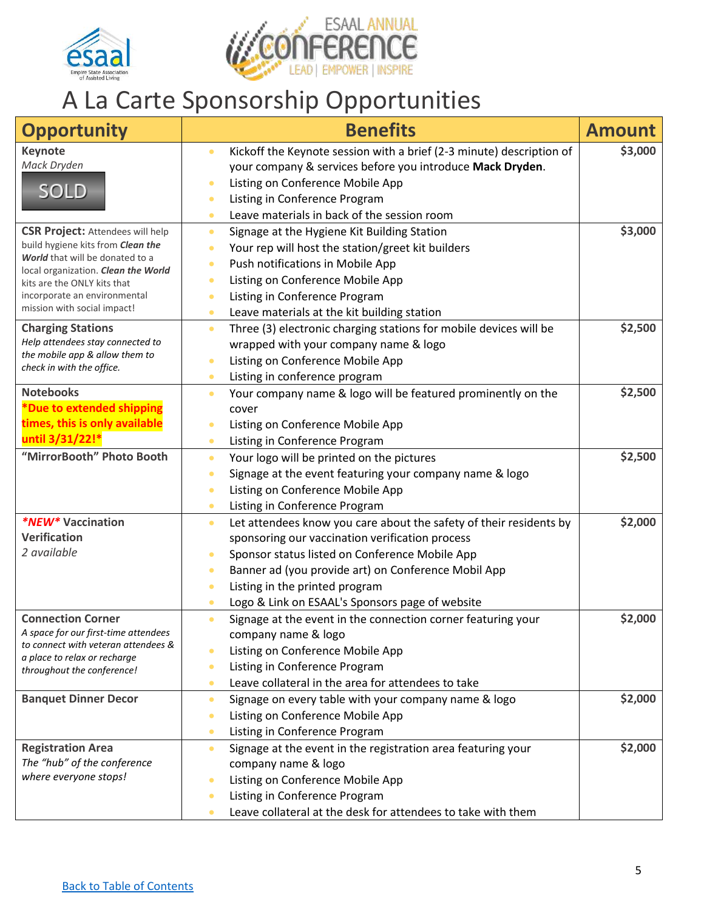# A La Carte Sponsorship Opportunities

| Opportunity | Benefits | Amount |
|---|---|---|
| **Keynote**<br>*Mack Dryden*<br>SOLD | • Kickoff the Keynote session with a brief (2-3 minute) description of your company & services before you introduce **Mack Dryden**.<br>• Listing on Conference Mobile App<br>• Listing in Conference Program<br>• Leave materials in back of the session room | $3,000 |
| **CSR Project:** Attendees will help build hygiene kits from ***Clean the World*** that will be donated to a local organization. ***Clean the World*** kits are the ONLY kits that incorporate an environmental mission with social impact! | • Signage at the Hygiene Kit Building Station<br>• Your rep will host the station/greet kit builders<br>• Push notifications in Mobile App<br>• Listing on Conference Mobile App<br>• Listing in Conference Program<br>• Leave materials at the kit building station | $3,000 |
| **Charging Stations**<br>*Help attendees stay connected to the mobile app & allow them to check in with the office.* | • Three (3) electronic charging stations for mobile devices will be wrapped with your company name & logo<br>• Listing on Conference Mobile App<br>• Listing in conference program | $2,500 |
| **Notebooks**<br>***Due to extended shipping times, this is only available until 3/31/22!*** | • Your company name & logo will be featured prominently on the cover<br>• Listing on Conference Mobile App<br>• Listing in Conference Program | $2,500 |
| **"MirrorBooth" Photo Booth** | • Your logo will be printed on the pictures<br>• Signage at the event featuring your company name & logo<br>• Listing on Conference Mobile App<br>• Listing in Conference Program | $2,500 |
| ***NEW* Vaccination Verification**<br>*2 available* | • Let attendees know you care about the safety of their residents by sponsoring our vaccination verification process<br>• Sponsor status listed on Conference Mobile App<br>• Banner ad (you provide art) on Conference Mobil App<br>• Listing in the printed program<br>• Logo & Link on ESAAL's Sponsors page of website | $2,000 |
| **Connection Corner**<br>*A space for our first-time attendees to connect with veteran attendees & a place to relax or recharge throughout the conference!* | • Signage at the event in the connection corner featuring your company name & logo<br>• Listing on Conference Mobile App<br>• Listing in Conference Program<br>• Leave collateral in the area for attendees to take | $2,000 |
| **Banquet Dinner Decor** | • Signage on every table with your company name & logo<br>• Listing on Conference Mobile App<br>• Listing in Conference Program | $2,000 |
| **Registration Area**<br>*The "hub" of the conference where everyone stops!* | • Signage at the event in the registration area featuring your company name & logo<br>• Listing on Conference Mobile App<br>• Listing in Conference Program<br>• Leave collateral at the desk for attendees to take with them | $2,000 |

Back to Table of Contents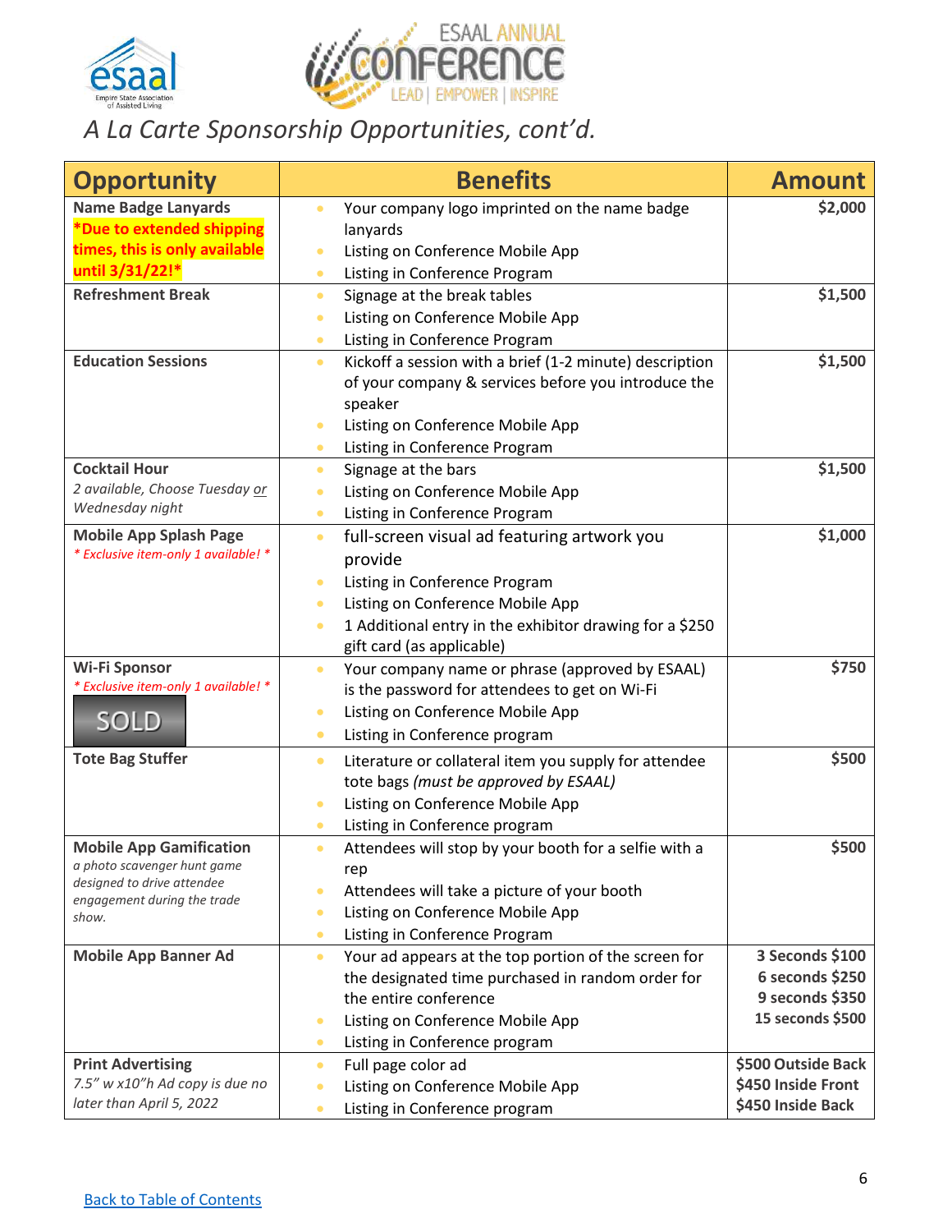# *A La Carte Sponsorship Opportunities, cont'd.*

| Opportunity | Benefits | Amount |
|---|---|---|
| **Name Badge Lanyards** **\*Due to extended shipping times, this is only available until 3/31/22!\*** | • Your company logo imprinted on the name badge lanyards<br>• Listing on Conference Mobile App<br>• Listing in Conference Program | **$2,000** |
| **Refreshment Break** | • Signage at the break tables<br>• Listing on Conference Mobile App<br>• Listing in Conference Program | **$1,500** |
| **Education Sessions** | • Kickoff a session with a brief (1-2 minute) description of your company & services before you introduce the speaker<br>• Listing on Conference Mobile App<br>• Listing in Conference Program | **$1,500** |
| **Cocktail Hour** *2 available, Choose Tuesday or Wednesday night* | • Signage at the bars<br>• Listing on Conference Mobile App<br>• Listing in Conference Program | **$1,500** |
| **Mobile App Splash Page** *\* Exclusive item-only 1 available! \** | • full-screen visual ad featuring artwork you provide<br>• Listing in Conference Program<br>• Listing on Conference Mobile App<br>• 1 Additional entry in the exhibitor drawing for a $250 gift card (as applicable) | **$1,000** |
| **Wi-Fi Sponsor** *\* Exclusive item-only 1 available! \** SOLD | • Your company name or phrase (approved by ESAAL) is the password for attendees to get on Wi-Fi<br>• Listing on Conference Mobile App<br>• Listing in Conference program | **$750** |
| **Tote Bag Stuffer** | • Literature or collateral item you supply for attendee tote bags *(must be approved by ESAAL)*<br>• Listing on Conference Mobile App<br>• Listing in Conference program | **$500** |
| **Mobile App Gamification** *a photo scavenger hunt game designed to drive attendee engagement during the trade show.* | • Attendees will stop by your booth for a selfie with a rep<br>• Attendees will take a picture of your booth<br>• Listing on Conference Mobile App<br>• Listing in Conference Program | **$500** |
| **Mobile App Banner Ad** | • Your ad appears at the top portion of the screen for the designated time purchased in random order for the entire conference<br>• Listing on Conference Mobile App<br>• Listing in Conference program | **3 Seconds $100**<br>**6 seconds $250**<br>**9 seconds $350**<br>**15 seconds $500** |
| **Print Advertising** *7.5" w x10"h Ad copy is due no later than April 5, 2022* | • Full page color ad<br>• Listing on Conference Mobile App<br>• Listing in Conference program | **$500 Outside Back**<br>**$450 Inside Front**<br>**$450 Inside Back** |

[Back to Table of Contents]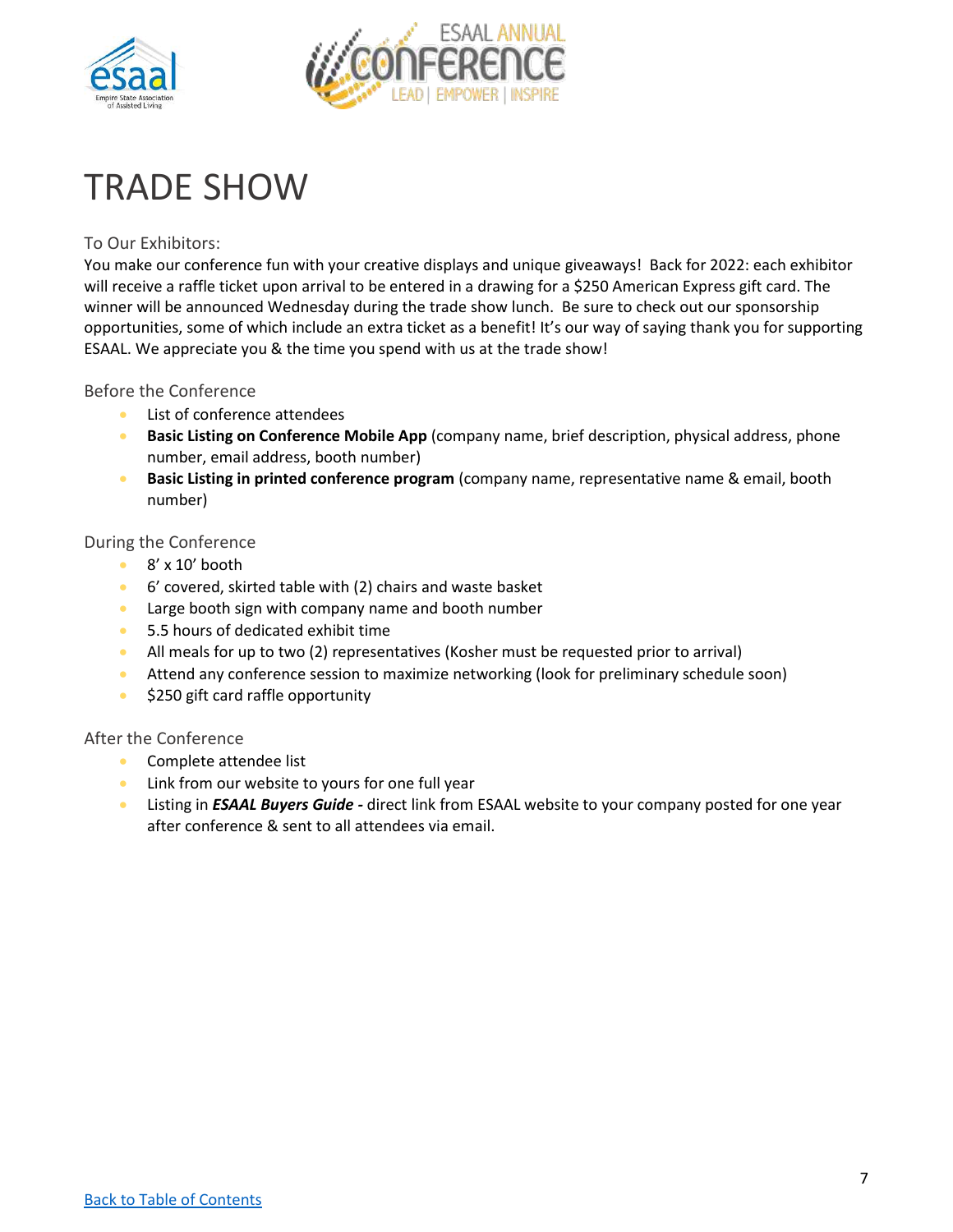# TRADE SHOW

To Our Exhibitors:

You make our conference fun with your creative displays and unique giveaways! Back for 2022: each exhibitor will receive a raffle ticket upon arrival to be entered in a drawing for a $250 American Express gift card. The winner will be announced Wednesday during the trade show lunch. Be sure to check out our sponsorship opportunities, some of which include an extra ticket as a benefit! It's our way of saying thank you for supporting ESAAL. We appreciate you & the time you spend with us at the trade show!

### Before the Conference

- List of conference attendees
- **Basic Listing on Conference Mobile App** (company name, brief description, physical address, phone number, email address, booth number)
- **Basic Listing in printed conference program** (company name, representative name & email, booth number)

### During the Conference

- 8' x 10' booth
- 6' covered, skirted table with (2) chairs and waste basket
- Large booth sign with company name and booth number
- 5.5 hours of dedicated exhibit time
- All meals for up to two (2) representatives (Kosher must be requested prior to arrival)
- Attend any conference session to maximize networking (look for preliminary schedule soon)
- $250 gift card raffle opportunity

### After the Conference

- Complete attendee list
- Link from our website to yours for one full year
- Listing in ***ESAAL Buyers Guide -*** direct link from ESAAL website to your company posted for one year after conference & sent to all attendees via email.

Back to Table of Contents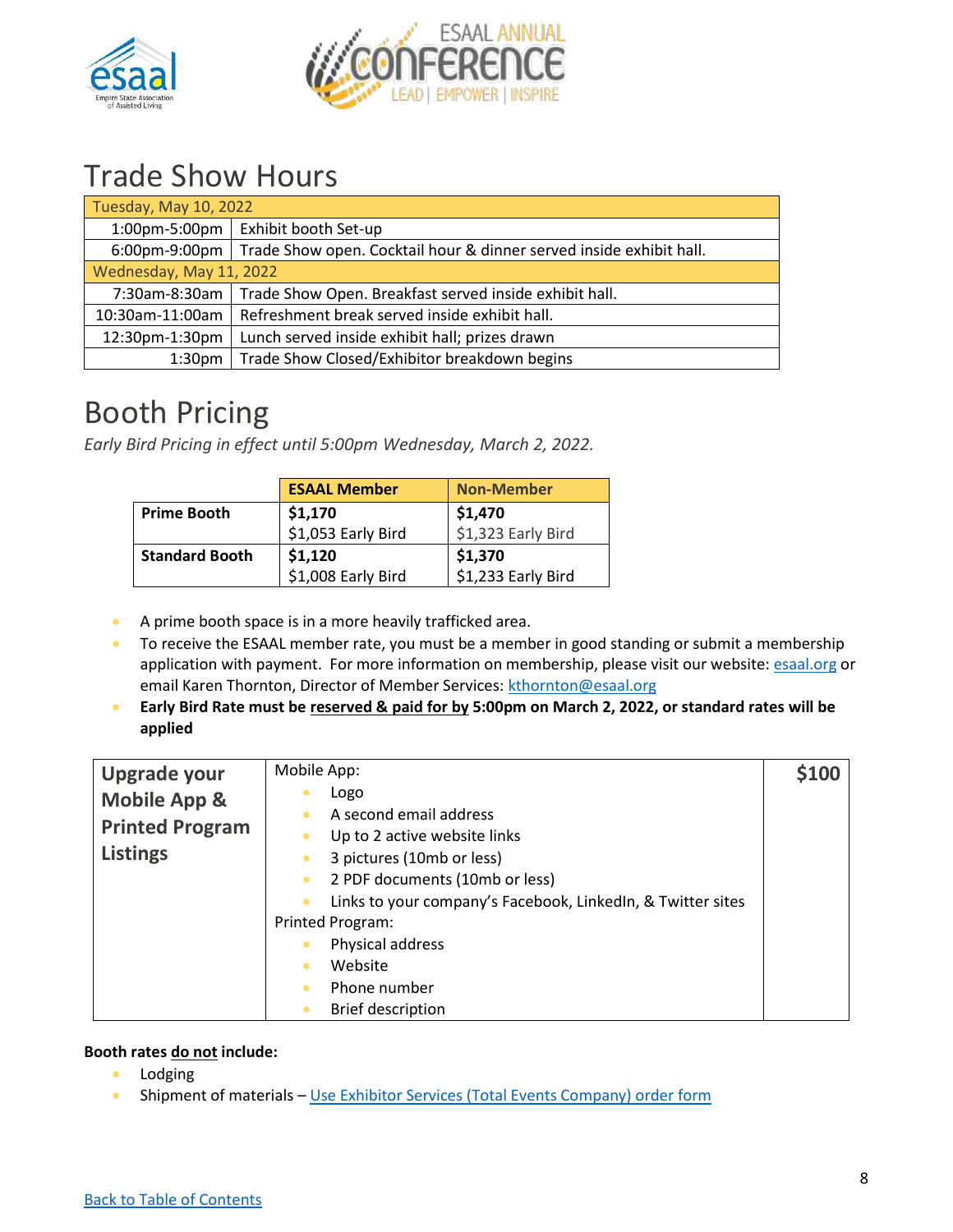# Trade Show Hours

| Tuesday, May 10, 2022 | |
|---|---|
| 1:00pm-5:00pm | Exhibit booth Set-up |
| 6:00pm-9:00pm | Trade Show open. Cocktail hour & dinner served inside exhibit hall. |
| **Wednesday, May 11, 2022** | |
| 7:30am-8:30am | Trade Show Open. Breakfast served inside exhibit hall. |
| 10:30am-11:00am | Refreshment break served inside exhibit hall. |
| 12:30pm-1:30pm | Lunch served inside exhibit hall; prizes drawn |
| 1:30pm | Trade Show Closed/Exhibitor breakdown begins |

# Booth Pricing

*Early Bird Pricing in effect until 5:00pm Wednesday, March 2, 2022.*

| | ESAAL Member | Non-Member |
|---|---|---|
| **Prime Booth** | **$1,170**<br>$1,053 Early Bird | **$1,470**<br>$1,323 Early Bird |
| **Standard Booth** | **$1,120**<br>$1,008 Early Bird | **$1,370**<br>$1,233 Early Bird |

- A prime booth space is in a more heavily trafficked area.
- To receive the ESAAL member rate, you must be a member in good standing or submit a membership application with payment. For more information on membership, please visit our website: esaal.org or email Karen Thornton, Director of Member Services: kthornton@esaal.org
- **Early Bird Rate must be reserved & paid for by 5:00pm on March 2, 2022, or standard rates will be applied**

| **Upgrade your Mobile App & Printed Program Listings** | Mobile App:<br>• Logo<br>• A second email address<br>• Up to 2 active website links<br>• 3 pictures (10mb or less)<br>• 2 PDF documents (10mb or less)<br>• Links to your company's Facebook, LinkedIn, & Twitter sites<br>Printed Program:<br>• Physical address<br>• Website<br>• Phone number<br>• Brief description | **$100** |
|---|---|---|

**Booth rates do not include:**

- Lodging
- Shipment of materials – Use Exhibitor Services (Total Events Company) order form

Back to Table of Contents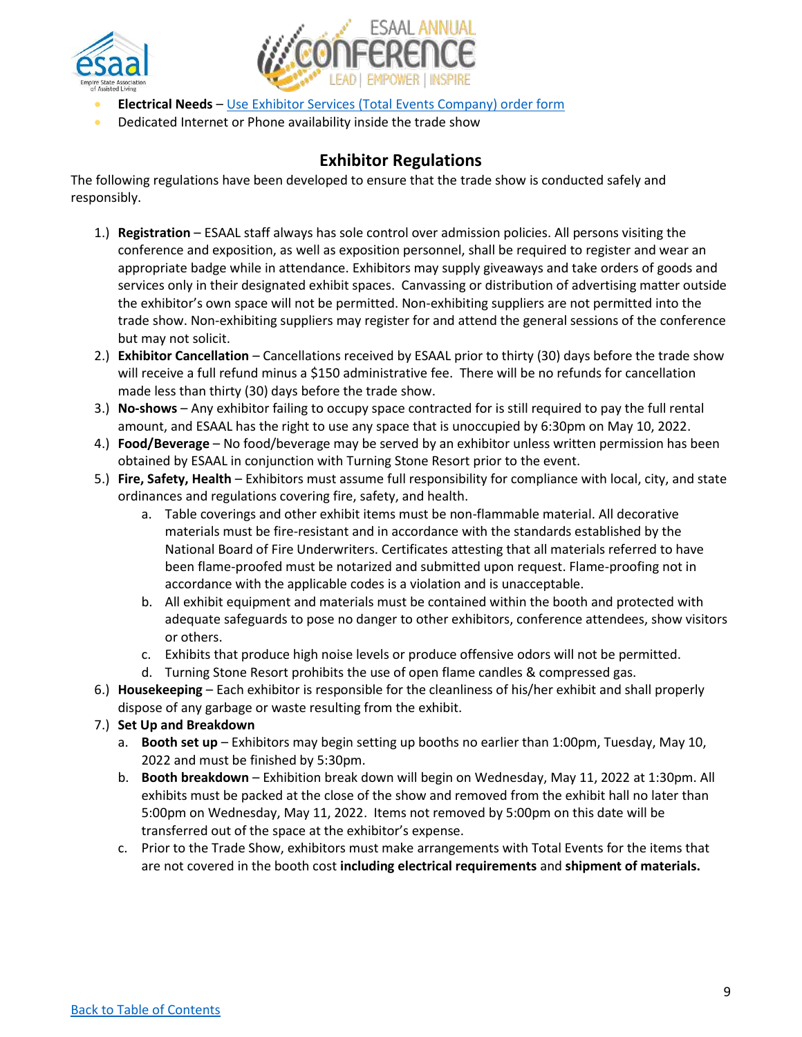- **Electrical Needs** – [Use Exhibitor Services (Total Events Company) order form]
- Dedicated Internet or Phone availability inside the trade show

## Exhibitor Regulations

The following regulations have been developed to ensure that the trade show is conducted safely and responsibly.

1.) **Registration** – ESAAL staff always has sole control over admission policies. All persons visiting the conference and exposition, as well as exposition personnel, shall be required to register and wear an appropriate badge while in attendance. Exhibitors may supply giveaways and take orders of goods and services only in their designated exhibit spaces. Canvassing or distribution of advertising matter outside the exhibitor's own space will not be permitted. Non-exhibiting suppliers are not permitted into the trade show. Non-exhibiting suppliers may register for and attend the general sessions of the conference but may not solicit.

2.) **Exhibitor Cancellation** – Cancellations received by ESAAL prior to thirty (30) days before the trade show will receive a full refund minus a $150 administrative fee. There will be no refunds for cancellation made less than thirty (30) days before the trade show.

3.) **No-shows** – Any exhibitor failing to occupy space contracted for is still required to pay the full rental amount, and ESAAL has the right to use any space that is unoccupied by 6:30pm on May 10, 2022.

4.) **Food/Beverage** – No food/beverage may be served by an exhibitor unless written permission has been obtained by ESAAL in conjunction with Turning Stone Resort prior to the event.

5.) **Fire, Safety, Health** – Exhibitors must assume full responsibility for compliance with local, city, and state ordinances and regulations covering fire, safety, and health.
   a. Table coverings and other exhibit items must be non-flammable material. All decorative materials must be fire-resistant and in accordance with the standards established by the National Board of Fire Underwriters. Certificates attesting that all materials referred to have been flame-proofed must be notarized and submitted upon request. Flame-proofing not in accordance with the applicable codes is a violation and is unacceptable.
   b. All exhibit equipment and materials must be contained within the booth and protected with adequate safeguards to pose no danger to other exhibitors, conference attendees, show visitors or others.
   c. Exhibits that produce high noise levels or produce offensive odors will not be permitted.
   d. Turning Stone Resort prohibits the use of open flame candles & compressed gas.

6.) **Housekeeping** – Each exhibitor is responsible for the cleanliness of his/her exhibit and shall properly dispose of any garbage or waste resulting from the exhibit.

7.) **Set Up and Breakdown**
   a. **Booth set up** – Exhibitors may begin setting up booths no earlier than 1:00pm, Tuesday, May 10, 2022 and must be finished by 5:30pm.
   b. **Booth breakdown** – Exhibition break down will begin on Wednesday, May 11, 2022 at 1:30pm. All exhibits must be packed at the close of the show and removed from the exhibit hall no later than 5:00pm on Wednesday, May 11, 2022. Items not removed by 5:00pm on this date will be transferred out of the space at the exhibitor's expense.
   c. Prior to the Trade Show, exhibitors must make arrangements with Total Events for the items that are not covered in the booth cost **including electrical requirements** and **shipment of materials.**

[Back to Table of Contents]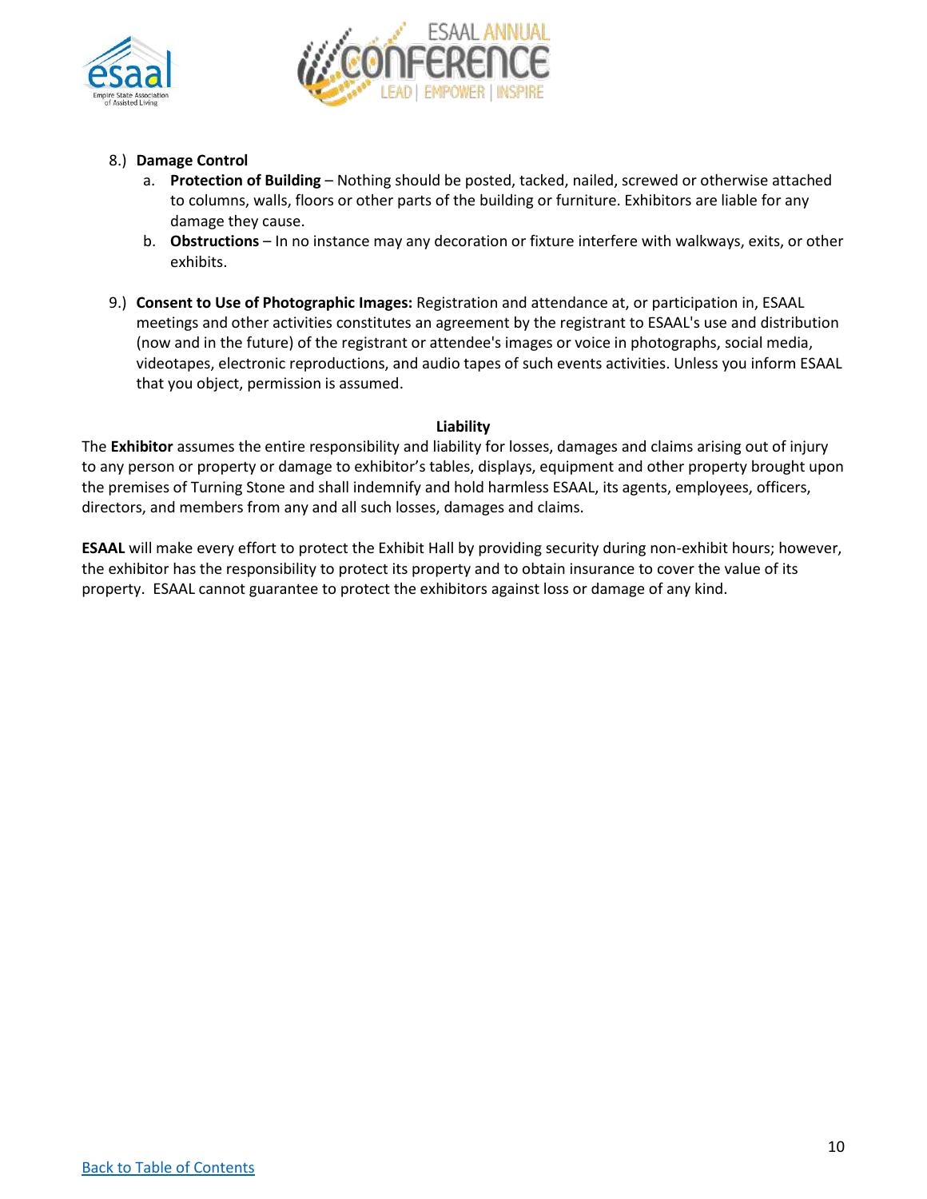8.) **Damage Control**

   a. **Protection of Building** – Nothing should be posted, tacked, nailed, screwed or otherwise attached to columns, walls, floors or other parts of the building or furniture. Exhibitors are liable for any damage they cause.

   b. **Obstructions** – In no instance may any decoration or fixture interfere with walkways, exits, or other exhibits.

9.) **Consent to Use of Photographic Images:** Registration and attendance at, or participation in, ESAAL meetings and other activities constitutes an agreement by the registrant to ESAAL's use and distribution (now and in the future) of the registrant or attendee's images or voice in photographs, social media, videotapes, electronic reproductions, and audio tapes of such events activities. Unless you inform ESAAL that you object, permission is assumed.

**Liability**

The **Exhibitor** assumes the entire responsibility and liability for losses, damages and claims arising out of injury to any person or property or damage to exhibitor's tables, displays, equipment and other property brought upon the premises of Turning Stone and shall indemnify and hold harmless ESAAL, its agents, employees, officers, directors, and members from any and all such losses, damages and claims.

**ESAAL** will make every effort to protect the Exhibit Hall by providing security during non-exhibit hours; however, the exhibitor has the responsibility to protect its property and to obtain insurance to cover the value of its property. ESAAL cannot guarantee to protect the exhibitors against loss or damage of any kind.

[Back to Table of Contents]